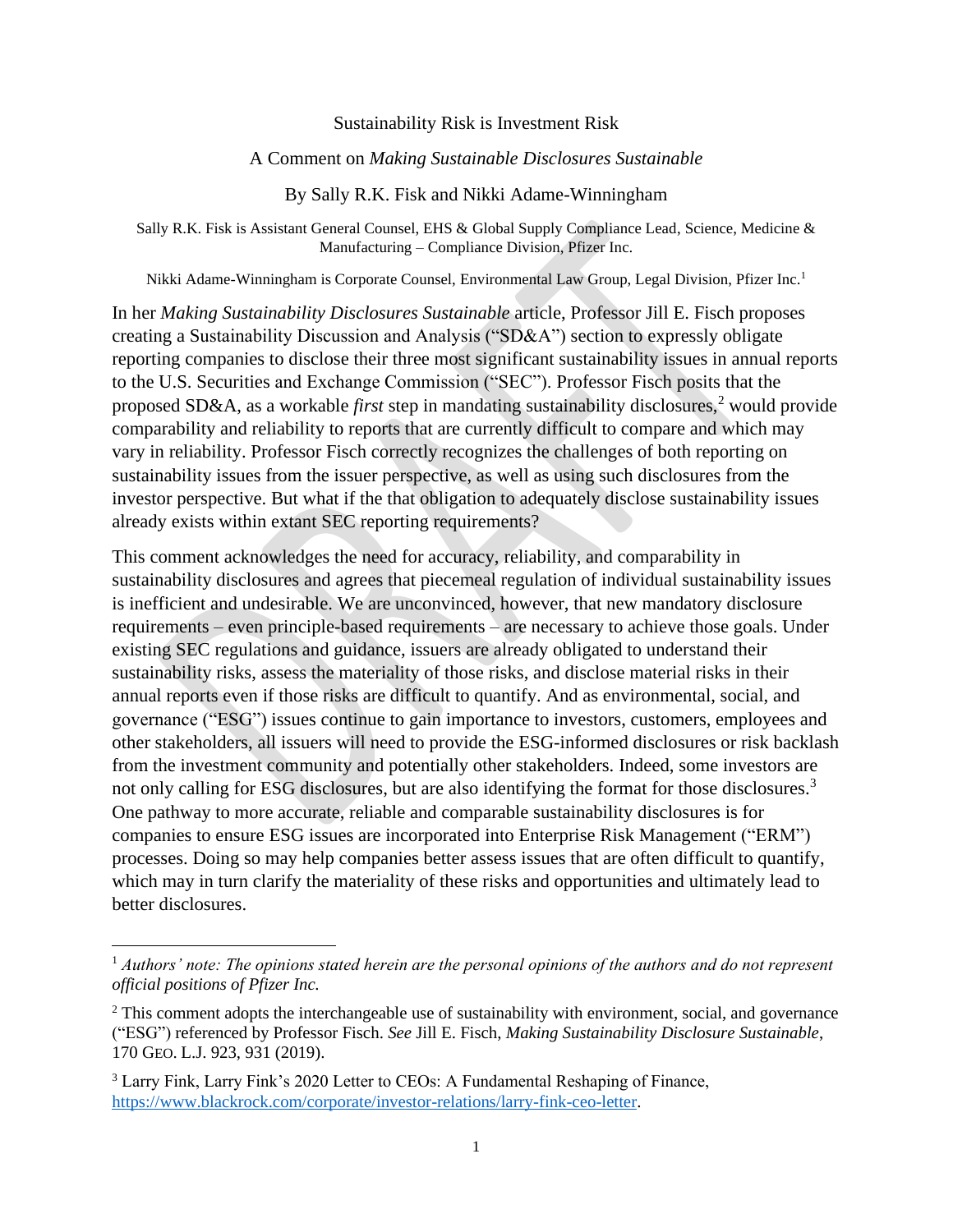Sustainability Risk is Investment Risk

A Comment on *Making Sustainable Disclosures Sustainable*

By Sally R.K. Fisk and Nikki Adame-Winningham

Sally R.K. Fisk is Assistant General Counsel, EHS & Global Supply Compliance Lead, Science, Medicine & Manufacturing – Compliance Division, Pfizer Inc.

Nikki Adame-Winningham is Corporate Counsel, Environmental Law Group, Legal Division, Pfizer Inc.[1]

In her *Making Sustainability Disclosures Sustainable* article, Professor Jill E. Fisch proposes creating a Sustainability Discussion and Analysis ("SD&A") section to expressly obligate reporting companies to disclose their three most significant sustainability issues in annual reports to the U.S. Securities and Exchange Commission ("SEC"). Professor Fisch posits that the proposed SD&A, as a workable *first* step in mandating sustainability disclosures,[2] would provide comparability and reliability to reports that are currently difficult to compare and which may vary in reliability. Professor Fisch correctly recognizes the challenges of both reporting on sustainability issues from the issuer perspective, as well as using such disclosures from the investor perspective. But what if the that obligation to adequately disclose sustainability issues already exists within extant SEC reporting requirements?

This comment acknowledges the need for accuracy, reliability, and comparability in sustainability disclosures and agrees that piecemeal regulation of individual sustainability issues is inefficient and undesirable. We are unconvinced, however, that new mandatory disclosure requirements – even principle-based requirements – are necessary to achieve those goals. Under existing SEC regulations and guidance, issuers are already obligated to understand their sustainability risks, assess the materiality of those risks, and disclose material risks in their annual reports even if those risks are difficult to quantify. And as environmental, social, and governance ("ESG") issues continue to gain importance to investors, customers, employees and other stakeholders, all issuers will need to provide the ESG-informed disclosures or risk backlash from the investment community and potentially other stakeholders. Indeed, some investors are not only calling for ESG disclosures, but are also identifying the format for those disclosures.[3] One pathway to more accurate, reliable and comparable sustainability disclosures is for companies to ensure ESG issues are incorporated into Enterprise Risk Management ("ERM") processes. Doing so may help companies better assess issues that are often difficult to quantify, which may in turn clarify the materiality of these risks and opportunities and ultimately lead to better disclosures.

---

[1] *Authors' note: The opinions stated herein are the personal opinions of the authors and do not represent official positions of Pfizer Inc.*

[2] This comment adopts the interchangeable use of sustainability with environment, social, and governance ("ESG") referenced by Professor Fisch. *See* Jill E. Fisch, *Making Sustainability Disclosure Sustainable*, 170 GEO. L.J. 923, 931 (2019).

[3] Larry Fink, Larry Fink's 2020 Letter to CEOs: A Fundamental Reshaping of Finance, https://www.blackrock.com/corporate/investor-relations/larry-fink-ceo-letter.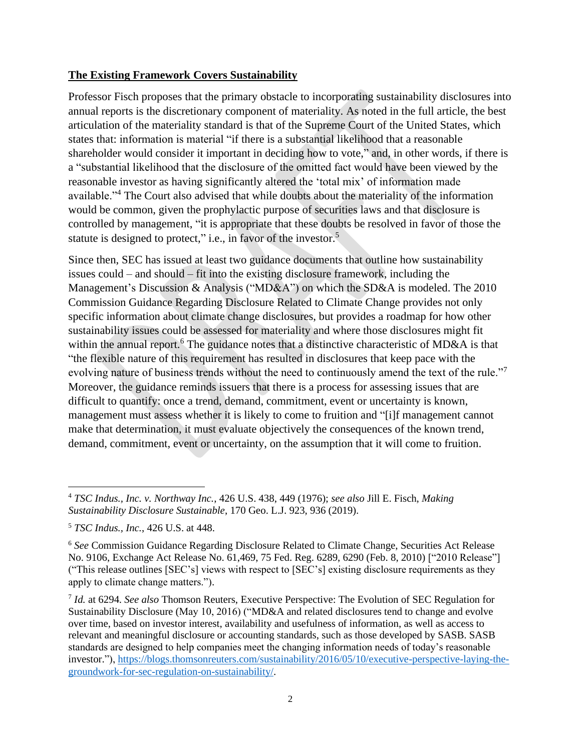**The Existing Framework Covers Sustainability**

Professor Fisch proposes that the primary obstacle to incorporating sustainability disclosures into annual reports is the discretionary component of materiality. As noted in the full article, the best articulation of the materiality standard is that of the Supreme Court of the United States, which states that: information is material "if there is a substantial likelihood that a reasonable shareholder would consider it important in deciding how to vote," and, in other words, if there is a "substantial likelihood that the disclosure of the omitted fact would have been viewed by the reasonable investor as having significantly altered the 'total mix' of information made available."[4] The Court also advised that while doubts about the materiality of the information would be common, given the prophylactic purpose of securities laws and that disclosure is controlled by management, "it is appropriate that these doubts be resolved in favor of those the statute is designed to protect," i.e., in favor of the investor.[5]

Since then, SEC has issued at least two guidance documents that outline how sustainability issues could – and should – fit into the existing disclosure framework, including the Management's Discussion & Analysis ("MD&A") on which the SD&A is modeled. The 2010 Commission Guidance Regarding Disclosure Related to Climate Change provides not only specific information about climate change disclosures, but provides a roadmap for how other sustainability issues could be assessed for materiality and where those disclosures might fit within the annual report.[6] The guidance notes that a distinctive characteristic of MD&A is that "the flexible nature of this requirement has resulted in disclosures that keep pace with the evolving nature of business trends without the need to continuously amend the text of the rule."[7] Moreover, the guidance reminds issuers that there is a process for assessing issues that are difficult to quantify: once a trend, demand, commitment, event or uncertainty is known, management must assess whether it is likely to come to fruition and "[i]f management cannot make that determination, it must evaluate objectively the consequences of the known trend, demand, commitment, event or uncertainty, on the assumption that it will come to fruition.

---

[4] *TSC Indus., Inc. v. Northway Inc.*, 426 U.S. 438, 449 (1976); *see also* Jill E. Fisch, *Making Sustainability Disclosure Sustainable*, 170 Geo. L.J. 923, 936 (2019).

[5] *TSC Indus., Inc.*, 426 U.S. at 448.

[6] *See* Commission Guidance Regarding Disclosure Related to Climate Change, Securities Act Release No. 9106, Exchange Act Release No. 61,469, 75 Fed. Reg. 6289, 6290 (Feb. 8, 2010) ["2010 Release"] ("This release outlines [SEC's] views with respect to [SEC's] existing disclosure requirements as they apply to climate change matters.").

[7] *Id.* at 6294. *See also* Thomson Reuters, Executive Perspective: The Evolution of SEC Regulation for Sustainability Disclosure (May 10, 2016) ("MD&A and related disclosures tend to change and evolve over time, based on investor interest, availability and usefulness of information, as well as access to relevant and meaningful disclosure or accounting standards, such as those developed by SASB. SASB standards are designed to help companies meet the changing information needs of today's reasonable investor."), https://blogs.thomsonreuters.com/sustainability/2016/05/10/executive-perspective-laying-the-groundwork-for-sec-regulation-on-sustainability/.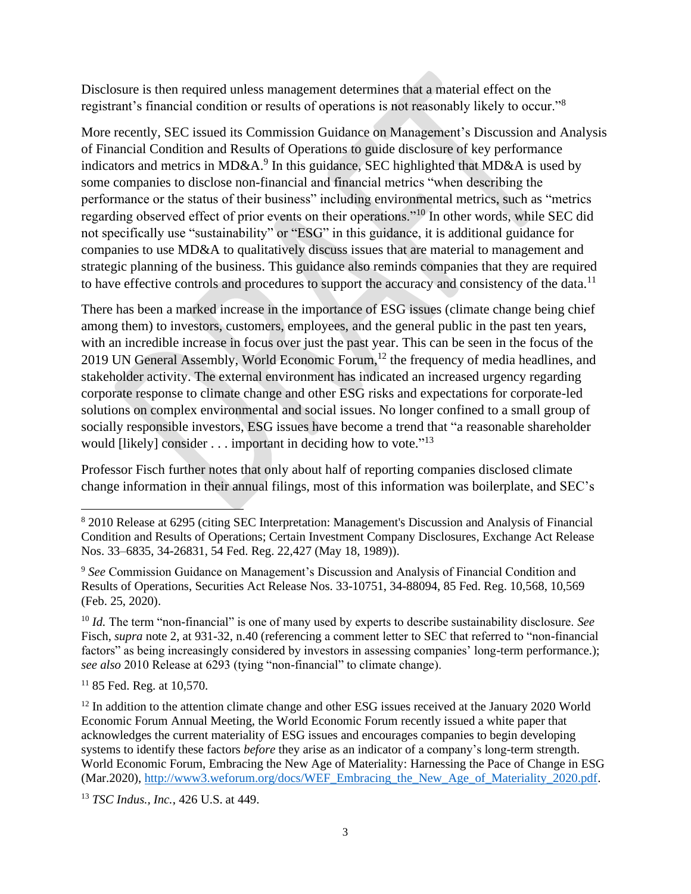Disclosure is then required unless management determines that a material effect on the registrant's financial condition or results of operations is not reasonably likely to occur."[8]

More recently, SEC issued its Commission Guidance on Management's Discussion and Analysis of Financial Condition and Results of Operations to guide disclosure of key performance indicators and metrics in MD&A.[9] In this guidance, SEC highlighted that MD&A is used by some companies to disclose non-financial and financial metrics "when describing the performance or the status of their business" including environmental metrics, such as "metrics regarding observed effect of prior events on their operations."[10] In other words, while SEC did not specifically use "sustainability" or "ESG" in this guidance, it is additional guidance for companies to use MD&A to qualitatively discuss issues that are material to management and strategic planning of the business. This guidance also reminds companies that they are required to have effective controls and procedures to support the accuracy and consistency of the data.[11]

There has been a marked increase in the importance of ESG issues (climate change being chief among them) to investors, customers, employees, and the general public in the past ten years, with an incredible increase in focus over just the past year. This can be seen in the focus of the 2019 UN General Assembly, World Economic Forum,[12] the frequency of media headlines, and stakeholder activity. The external environment has indicated an increased urgency regarding corporate response to climate change and other ESG risks and expectations for corporate-led solutions on complex environmental and social issues. No longer confined to a small group of socially responsible investors, ESG issues have become a trend that "a reasonable shareholder would [likely] consider . . . important in deciding how to vote."[13]

Professor Fisch further notes that only about half of reporting companies disclosed climate change information in their annual filings, most of this information was boilerplate, and SEC's

---

[8] 2010 Release at 6295 (citing SEC Interpretation: Management's Discussion and Analysis of Financial Condition and Results of Operations; Certain Investment Company Disclosures, Exchange Act Release Nos. 33–6835, 34-26831, 54 Fed. Reg. 22,427 (May 18, 1989)).

[9] *See* Commission Guidance on Management's Discussion and Analysis of Financial Condition and Results of Operations, Securities Act Release Nos. 33-10751, 34-88094, 85 Fed. Reg. 10,568, 10,569 (Feb. 25, 2020).

[10] *Id.* The term "non-financial" is one of many used by experts to describe sustainability disclosure. *See* Fisch, *supra* note 2, at 931-32, n.40 (referencing a comment letter to SEC that referred to "non-financial factors" as being increasingly considered by investors in assessing companies' long-term performance.); *see also* 2010 Release at 6293 (tying "non-financial" to climate change).

[11] 85 Fed. Reg. at 10,570.

[12] In addition to the attention climate change and other ESG issues received at the January 2020 World Economic Forum Annual Meeting, the World Economic Forum recently issued a white paper that acknowledges the current materiality of ESG issues and encourages companies to begin developing systems to identify these factors *before* they arise as an indicator of a company's long-term strength. World Economic Forum, Embracing the New Age of Materiality: Harnessing the Pace of Change in ESG (Mar.2020), http://www3.weforum.org/docs/WEF_Embracing_the_New_Age_of_Materiality_2020.pdf.

[13] *TSC Indus., Inc.*, 426 U.S. at 449.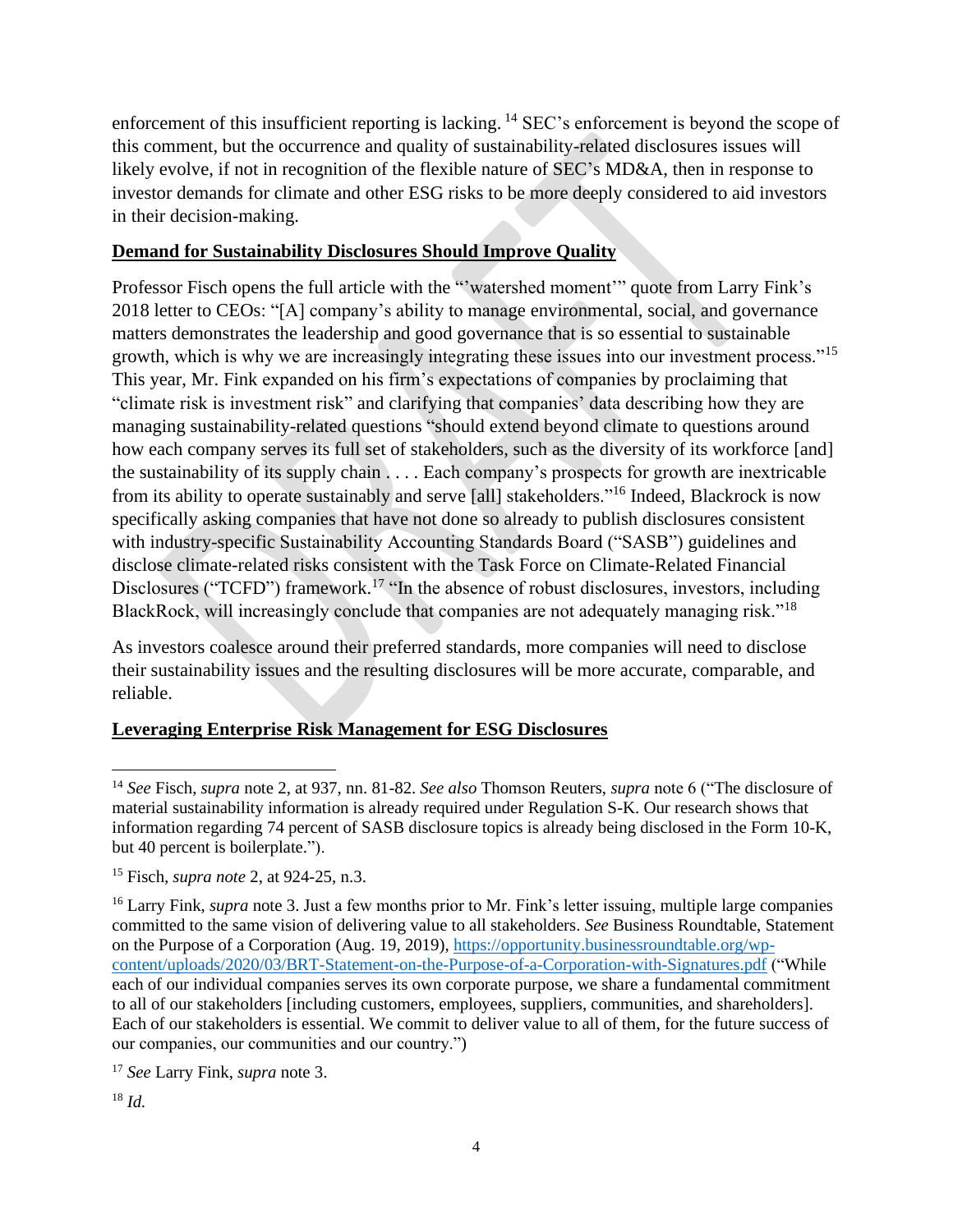enforcement of this insufficient reporting is lacking. [14] SEC's enforcement is beyond the scope of this comment, but the occurrence and quality of sustainability-related disclosures issues will likely evolve, if not in recognition of the flexible nature of SEC's MD&A, then in response to investor demands for climate and other ESG risks to be more deeply considered to aid investors in their decision-making.

**<u>Demand for Sustainability Disclosures Should Improve Quality</u>**

Professor Fisch opens the full article with the "'watershed moment'" quote from Larry Fink's 2018 letter to CEOs: "[A] company's ability to manage environmental, social, and governance matters demonstrates the leadership and good governance that is so essential to sustainable growth, which is why we are increasingly integrating these issues into our investment process."[15] This year, Mr. Fink expanded on his firm's expectations of companies by proclaiming that "climate risk is investment risk" and clarifying that companies' data describing how they are managing sustainability-related questions "should extend beyond climate to questions around how each company serves its full set of stakeholders, such as the diversity of its workforce [and] the sustainability of its supply chain . . . . Each company's prospects for growth are inextricable from its ability to operate sustainably and serve [all] stakeholders."[16] Indeed, Blackrock is now specifically asking companies that have not done so already to publish disclosures consistent with industry-specific Sustainability Accounting Standards Board ("SASB") guidelines and disclose climate-related risks consistent with the Task Force on Climate-Related Financial Disclosures ("TCFD") framework.[17] "In the absence of robust disclosures, investors, including BlackRock, will increasingly conclude that companies are not adequately managing risk."[18]

As investors coalesce around their preferred standards, more companies will need to disclose their sustainability issues and the resulting disclosures will be more accurate, comparable, and reliable.

**<u>Leveraging Enterprise Risk Management for ESG Disclosures</u>**

---

[14] *See* Fisch, *supra* note 2, at 937, nn. 81-82. *See also* Thomson Reuters, *supra* note 6 ("The disclosure of material sustainability information is already required under Regulation S-K. Our research shows that information regarding 74 percent of SASB disclosure topics is already being disclosed in the Form 10-K, but 40 percent is boilerplate.").

[15] Fisch, *supra note* 2, at 924-25, n.3.

[16] Larry Fink, *supra* note 3. Just a few months prior to Mr. Fink's letter issuing, multiple large companies committed to the same vision of delivering value to all stakeholders. *See* Business Roundtable, Statement on the Purpose of a Corporation (Aug. 19, 2019), https://opportunity.businessroundtable.org/wp-content/uploads/2020/03/BRT-Statement-on-the-Purpose-of-a-Corporation-with-Signatures.pdf ("While each of our individual companies serves its own corporate purpose, we share a fundamental commitment to all of our stakeholders [including customers, employees, suppliers, communities, and shareholders]. Each of our stakeholders is essential. We commit to deliver value to all of them, for the future success of our companies, our communities and our country.")

[17] *See* Larry Fink, *supra* note 3.

[18] *Id.*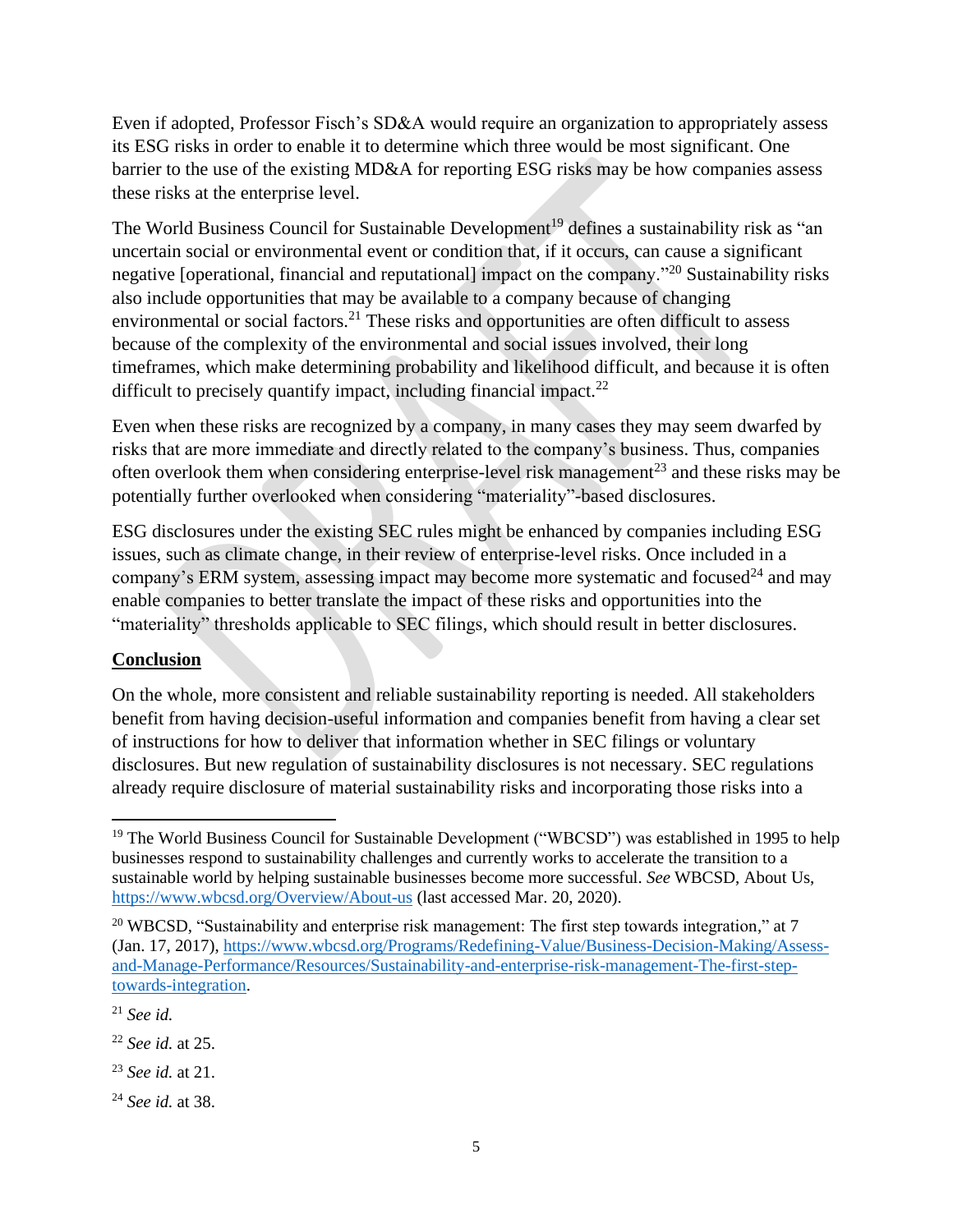Even if adopted, Professor Fisch's SD&A would require an organization to appropriately assess its ESG risks in order to enable it to determine which three would be most significant. One barrier to the use of the existing MD&A for reporting ESG risks may be how companies assess these risks at the enterprise level.

The World Business Council for Sustainable Development[19] defines a sustainability risk as "an uncertain social or environmental event or condition that, if it occurs, can cause a significant negative [operational, financial and reputational] impact on the company."[20] Sustainability risks also include opportunities that may be available to a company because of changing environmental or social factors.[21] These risks and opportunities are often difficult to assess because of the complexity of the environmental and social issues involved, their long timeframes, which make determining probability and likelihood difficult, and because it is often difficult to precisely quantify impact, including financial impact.[22]

Even when these risks are recognized by a company, in many cases they may seem dwarfed by risks that are more immediate and directly related to the company's business. Thus, companies often overlook them when considering enterprise-level risk management[23] and these risks may be potentially further overlooked when considering "materiality"-based disclosures.

ESG disclosures under the existing SEC rules might be enhanced by companies including ESG issues, such as climate change, in their review of enterprise-level risks. Once included in a company's ERM system, assessing impact may become more systematic and focused[24] and may enable companies to better translate the impact of these risks and opportunities into the "materiality" thresholds applicable to SEC filings, which should result in better disclosures.

**Conclusion**

On the whole, more consistent and reliable sustainability reporting is needed. All stakeholders benefit from having decision-useful information and companies benefit from having a clear set of instructions for how to deliver that information whether in SEC filings or voluntary disclosures. But new regulation of sustainability disclosures is not necessary. SEC regulations already require disclosure of material sustainability risks and incorporating those risks into a

---

[19] The World Business Council for Sustainable Development ("WBCSD") was established in 1995 to help businesses respond to sustainability challenges and currently works to accelerate the transition to a sustainable world by helping sustainable businesses become more successful. *See* WBCSD, About Us, https://www.wbcsd.org/Overview/About-us (last accessed Mar. 20, 2020).

[20] WBCSD, "Sustainability and enterprise risk management: The first step towards integration," at 7 (Jan. 17, 2017), https://www.wbcsd.org/Programs/Redefining-Value/Business-Decision-Making/Assess-and-Manage-Performance/Resources/Sustainability-and-enterprise-risk-management-The-first-step-towards-integration.

[21] *See id.*

[22] *See id.* at 25.

[23] *See id.* at 21.

[24] *See id.* at 38.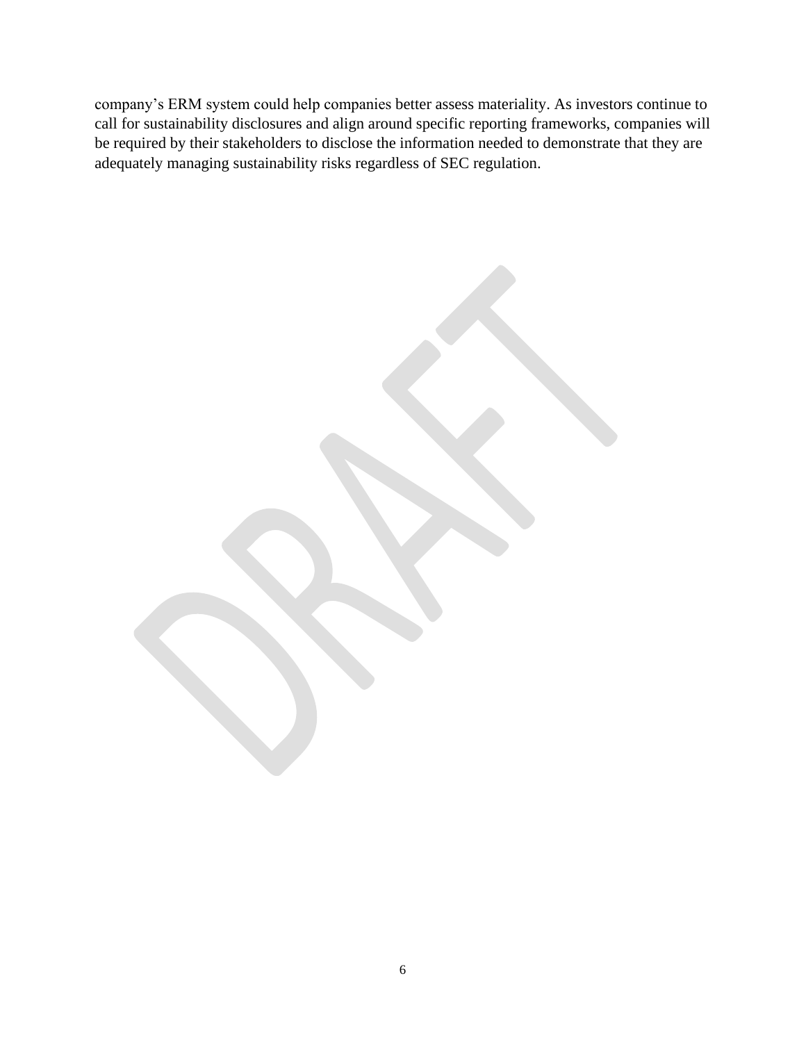company's ERM system could help companies better assess materiality. As investors continue to call for sustainability disclosures and align around specific reporting frameworks, companies will be required by their stakeholders to disclose the information needed to demonstrate that they are adequately managing sustainability risks regardless of SEC regulation.